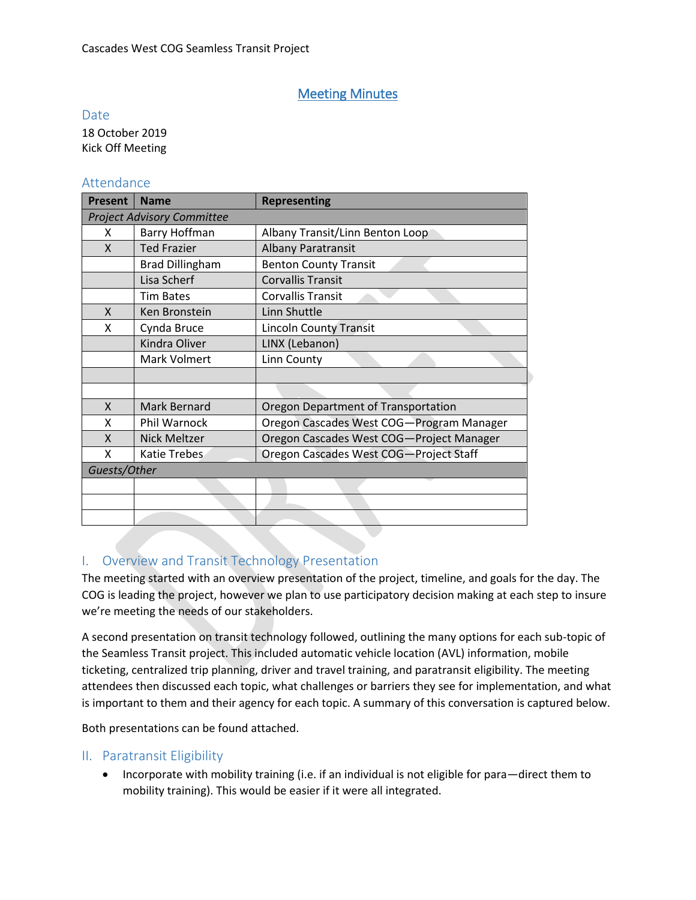Cascades West COG Seamless Transit Project

# Meeting Minutes

## Date

18 October 2019
Kick Off Meeting

## Attendance

| Present | Name | Representing |
|---|---|---|
| *Project Advisory Committee* | | |
| X | Barry Hoffman | Albany Transit/Linn Benton Loop |
| X | Ted Frazier | Albany Paratransit |
| | Brad Dillingham | Benton County Transit |
| | Lisa Scherf | Corvallis Transit |
| | Tim Bates | Corvallis Transit |
| X | Ken Bronstein | Linn Shuttle |
| X | Cynda Bruce | Lincoln County Transit |
| | Kindra Oliver | LINX (Lebanon) |
| | Mark Volmert | Linn County |
| | | |
| | | |
| X | Mark Bernard | Oregon Department of Transportation |
| X | Phil Warnock | Oregon Cascades West COG—Program Manager |
| X | Nick Meltzer | Oregon Cascades West COG—Project Manager |
| X | Katie Trebes | Oregon Cascades West COG—Project Staff |
| *Guests/Other* | | |
| | | |
| | | |
| | | |

## I. Overview and Transit Technology Presentation

The meeting started with an overview presentation of the project, timeline, and goals for the day. The COG is leading the project, however we plan to use participatory decision making at each step to insure we're meeting the needs of our stakeholders.

A second presentation on transit technology followed, outlining the many options for each sub-topic of the Seamless Transit project. This included automatic vehicle location (AVL) information, mobile ticketing, centralized trip planning, driver and travel training, and paratransit eligibility. The meeting attendees then discussed each topic, what challenges or barriers they see for implementation, and what is important to them and their agency for each topic. A summary of this conversation is captured below.

Both presentations can be found attached.

## II. Paratransit Eligibility

- Incorporate with mobility training (i.e. if an individual is not eligible for para—direct them to mobility training). This would be easier if it were all integrated.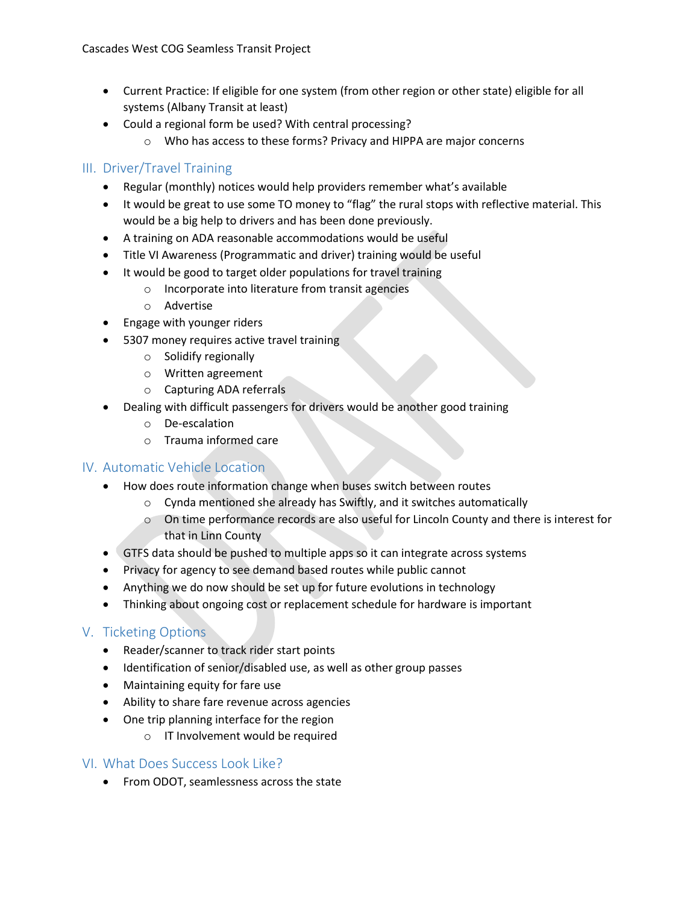- Current Practice: If eligible for one system (from other region or other state) eligible for all systems (Albany Transit at least)
- Could a regional form be used? With central processing?
  - Who has access to these forms? Privacy and HIPPA are major concerns

## III. Driver/Travel Training

- Regular (monthly) notices would help providers remember what's available
- It would be great to use some TO money to "flag" the rural stops with reflective material. This would be a big help to drivers and has been done previously.
- A training on ADA reasonable accommodations would be useful
- Title VI Awareness (Programmatic and driver) training would be useful
- It would be good to target older populations for travel training
  - Incorporate into literature from transit agencies
  - Advertise
- Engage with younger riders
- 5307 money requires active travel training
  - Solidify regionally
  - Written agreement
  - Capturing ADA referrals
- Dealing with difficult passengers for drivers would be another good training
  - De-escalation
  - Trauma informed care

## IV. Automatic Vehicle Location

- How does route information change when buses switch between routes
  - Cynda mentioned she already has Swiftly, and it switches automatically
  - On time performance records are also useful for Lincoln County and there is interest for that in Linn County
- GTFS data should be pushed to multiple apps so it can integrate across systems
- Privacy for agency to see demand based routes while public cannot
- Anything we do now should be set up for future evolutions in technology
- Thinking about ongoing cost or replacement schedule for hardware is important

## V. Ticketing Options

- Reader/scanner to track rider start points
- Identification of senior/disabled use, as well as other group passes
- Maintaining equity for fare use
- Ability to share fare revenue across agencies
- One trip planning interface for the region
  - IT Involvement would be required

## VI. What Does Success Look Like?

- From ODOT, seamlessness across the state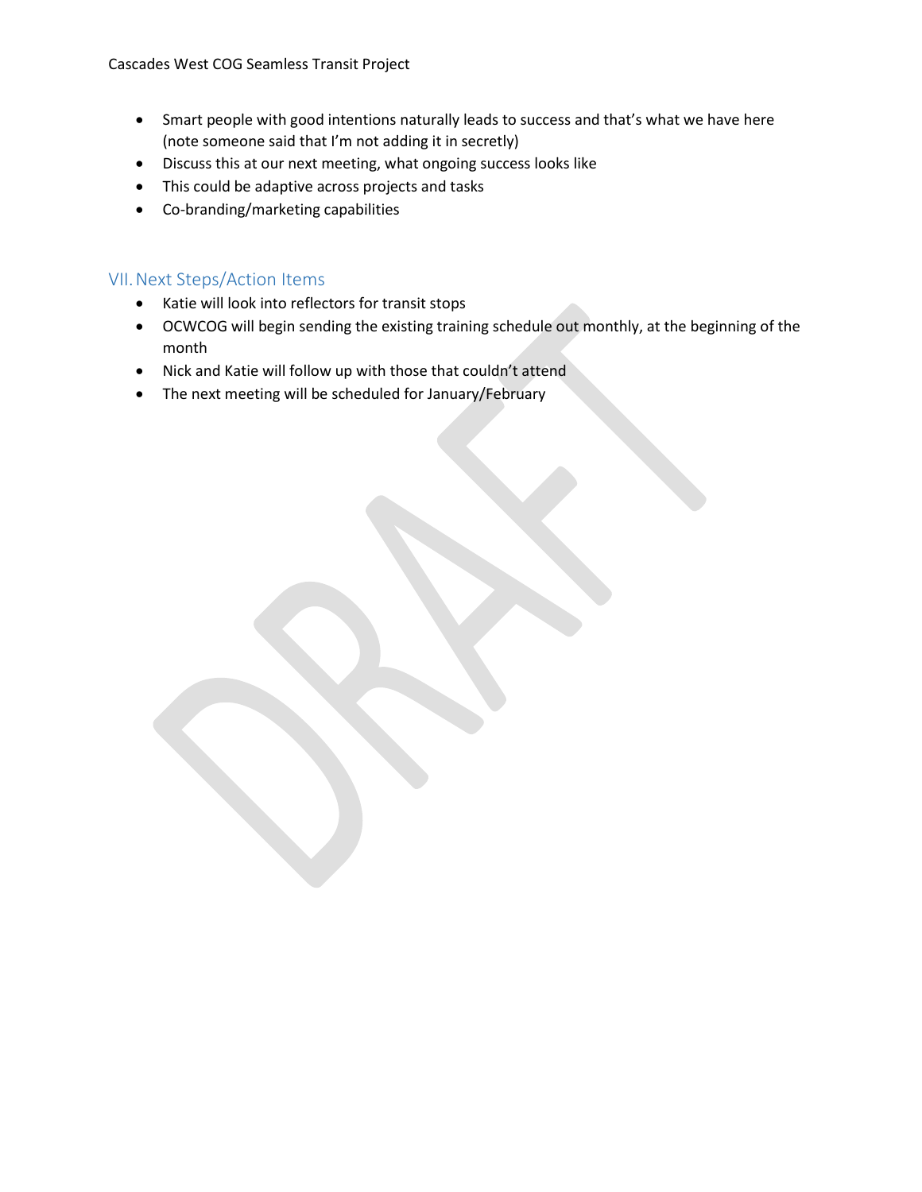- Smart people with good intentions naturally leads to success and that's what we have here (note someone said that I'm not adding it in secretly)
- Discuss this at our next meeting, what ongoing success looks like
- This could be adaptive across projects and tasks
- Co-branding/marketing capabilities

## VII. Next Steps/Action Items

- Katie will look into reflectors for transit stops
- OCWCOG will begin sending the existing training schedule out monthly, at the beginning of the month
- Nick and Katie will follow up with those that couldn't attend
- The next meeting will be scheduled for January/February